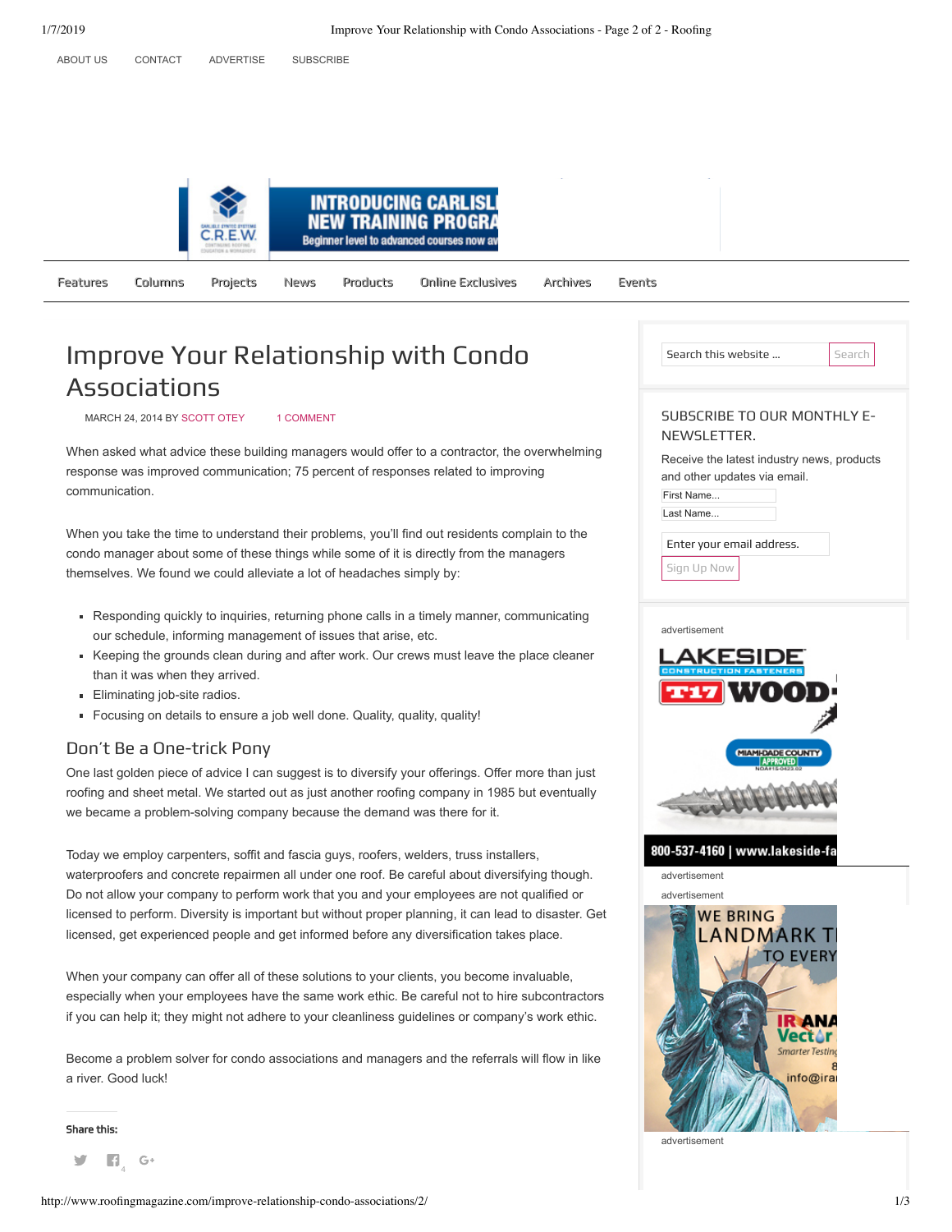ABOUT US CONTACT ADVERTISE SUBSCRIBE

Features Columns Projects News Products Online Exclusives Archives Events

# Improve Your Relationship with Condo Associations

MARCH 24, 2014 BY SCOTT OTEY 1 COMMENT

When asked what advice these building managers would offer to a contractor, the overwhelming response was improved communication; 75 percent of responses related to improving communication.

When you take the time to understand their problems, you'll find out residents complain to the condo manager about some of these things while some of it is directly from the managers themselves. We found we could alleviate a lot of headaches simply by:

- Responding quickly to inquiries, returning phone calls in a timely manner, communicating our schedule, informing management of issues that arise, etc.
- Keeping the grounds clean during and after work. Our crews must leave the place cleaner than it was when they arrived.
- Eliminating job-site radios.
- Focusing on details to ensure a job well done. Quality, quality, quality!

## Don't Be a One-trick Pony

One last golden piece of advice I can suggest is to diversify your offerings. Offer more than just roofing and sheet metal. We started out as just another roofing company in 1985 but eventually we became a problem-solving company because the demand was there for it.

Today we employ carpenters, soffit and fascia guys, roofers, welders, truss installers, waterproofers and concrete repairmen all under one roof. Be careful about diversifying though. Do not allow your company to perform work that you and your employees are not qualified or licensed to perform. Diversity is important but without proper planning, it can lead to disaster. Get licensed, get experienced people and get informed before any diversification takes place.

When your company can offer all of these solutions to your clients, you become invaluable, especially when your employees have the same work ethic. Be careful not to hire subcontractors if you can help it; they might not adhere to your cleanliness guidelines or company's work ethic.

Become a problem solver for condo associations and managers and the referrals will flow in like a river. Good luck!

Share this:

## SUBSCRIBE TO OUR MONTHLY E-NEWSLETTER.

Receive the latest industry news, products and other updates via email.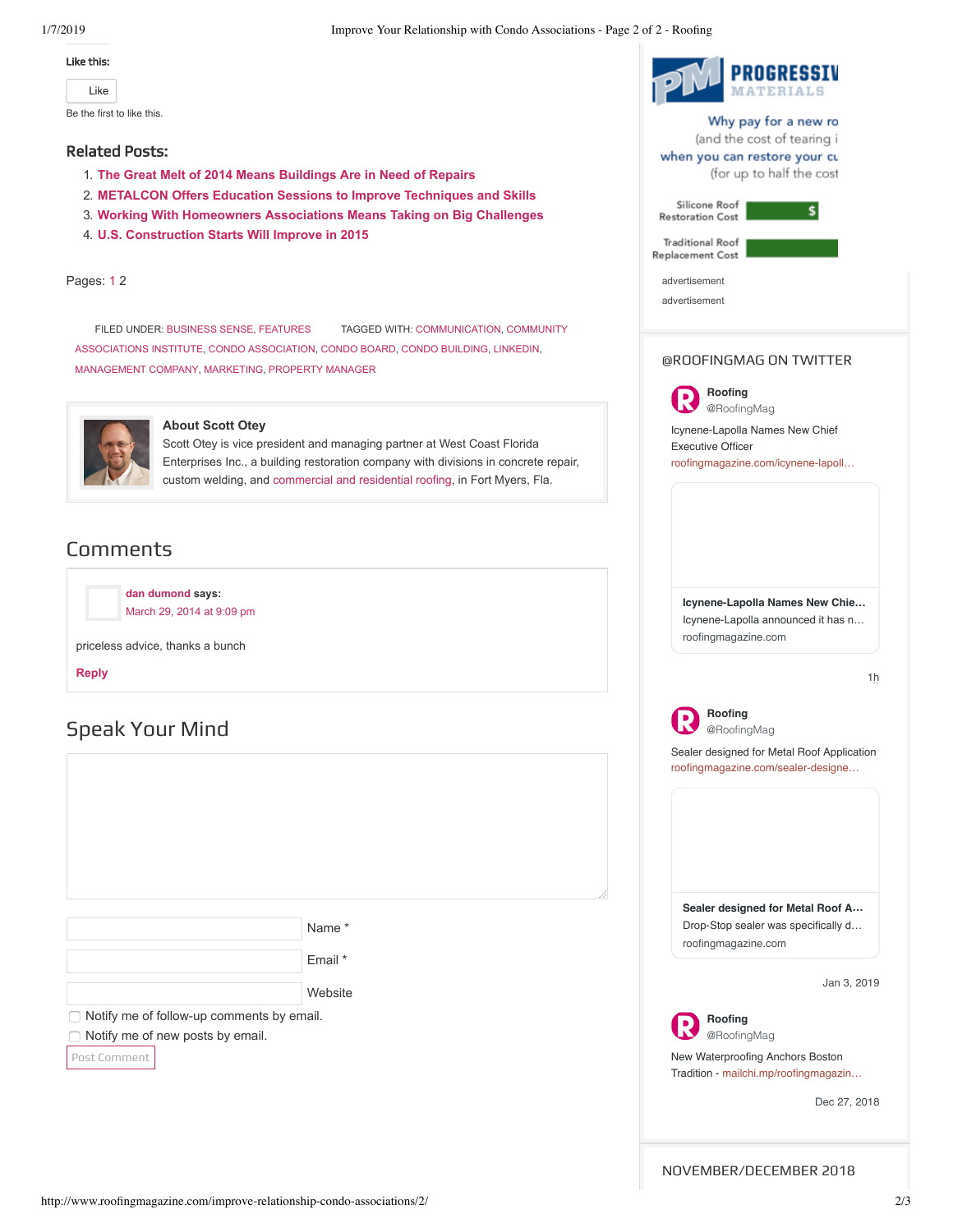Like this:

Like

Be the first to like this.

## Related Posts:

1. **The Great Melt of 2014 Means Buildings Are in Need of Repairs**
2. **METALCON Offers Education Sessions to Improve Techniques and Skills**
3. **Working With Homeowners Associations Means Taking on Big Challenges**
4. **U.S. Construction Starts Will Improve in 2015**

Pages: 1 2

FILED UNDER: BUSINESS SENSE, FEATURES TAGGED WITH: COMMUNICATION, COMMUNITY ASSOCIATIONS INSTITUTE, CONDO ASSOCIATION, CONDO BOARD, CONDO BUILDING, LINKEDIN, MANAGEMENT COMPANY, MARKETING, PROPERTY MANAGER

**About Scott Otey**

Scott Otey is vice president and managing partner at West Coast Florida Enterprises Inc., a building restoration company with divisions in concrete repair, custom welding, and commercial and residential roofing, in Fort Myers, Fla.

## Comments

**dan dumond says:**
March 29, 2014 at 9:09 pm

priceless advice, thanks a bunch

**Reply**

## Speak Your Mind

Name *

Email *

Website

Notify me of follow-up comments by email.

Notify me of new posts by email.

Post Comment

PROGRESSIVE MATERIALS

Why pay for a new ro
(and the cost of tearing i
when you can restore your cu
(for up to half the cost

Silicone Roof Restoration Cost $

Traditional Roof Replacement Cost

advertisement

advertisement

## @ROOFINGMAG ON TWITTER

**Roofing** @RoofingMag

Icynene-Lapolla Names New Chief Executive Officer
roofingmagazine.com/icynene-lapoll…

**Icynene-Lapolla Names New Chie…**
Icynene-Lapolla announced it has n…
roofingmagazine.com

1h

**Roofing** @RoofingMag

Sealer designed for Metal Roof Application
roofingmagazine.com/sealer-designe…

**Sealer designed for Metal Roof A…**
Drop-Stop sealer was specifically d…
roofingmagazine.com

Jan 3, 2019

**Roofing** @RoofingMag

New Waterproofing Anchors Boston Tradition - mailchi.mp/roofingmagazin…

Dec 27, 2018

## NOVEMBER/DECEMBER 2018